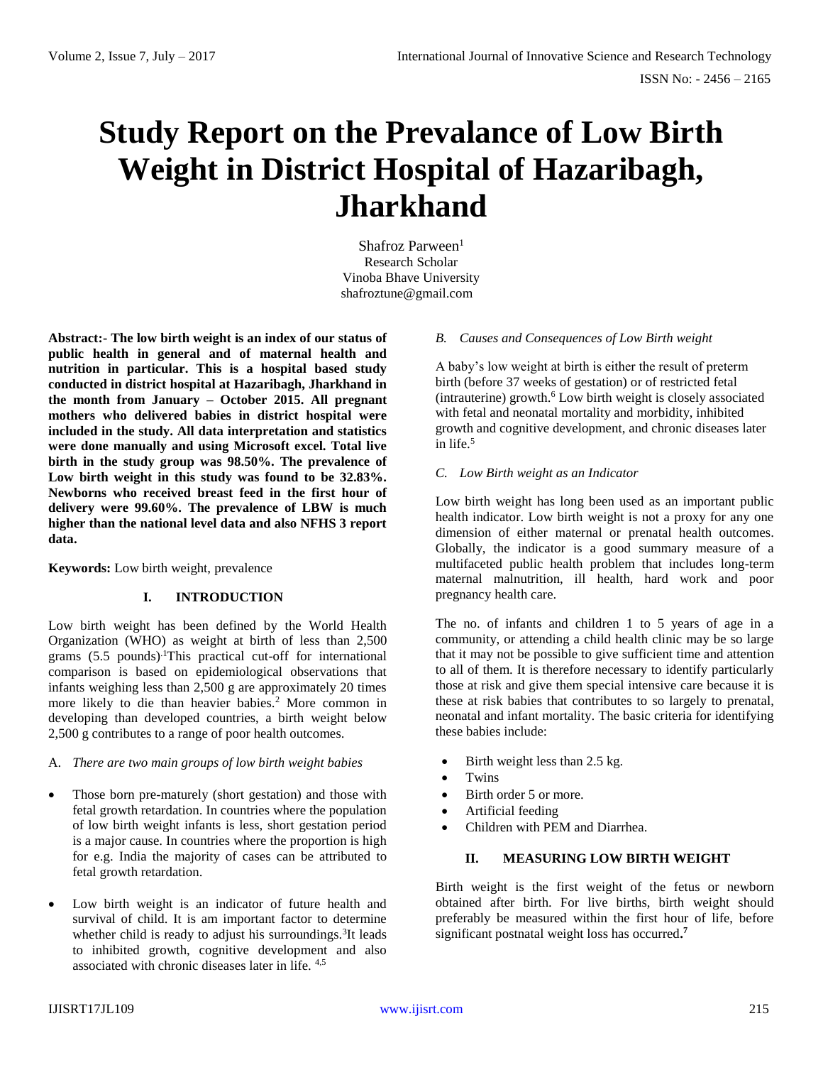# Study Report on the Prevalance of Low Birth Weight in District Hospital of Hazaribagh, Jharkhand

Shafroz Parween[1]
Research Scholar
Vinoba Bhave University
shafroztune@gmail.com

**Abstract:- The low birth weight is an index of our status of public health in general and of maternal health and nutrition in particular. This is a hospital based study conducted in district hospital at Hazaribagh, Jharkhand in the month from January – October 2015. All pregnant mothers who delivered babies in district hospital were included in the study. All data interpretation and statistics were done manually and using Microsoft excel. Total live birth in the study group was 98.50%. The prevalence of Low birth weight in this study was found to be 32.83%. Newborns who received breast feed in the first hour of delivery were 99.60%. The prevalence of LBW is much higher than the national level data and also NFHS 3 report data.**

**Keywords:** Low birth weight, prevalence

## I. INTRODUCTION

Low birth weight has been defined by the World Health Organization (WHO) as weight at birth of less than 2,500 grams (5.5 pounds)[1]This practical cut-off for international comparison is based on epidemiological observations that infants weighing less than 2,500 g are approximately 20 times more likely to die than heavier babies.[2] More common in developing than developed countries, a birth weight below 2,500 g contributes to a range of poor health outcomes.

### A. *There are two main groups of low birth weight babies*

- Those born pre-maturely (short gestation) and those with fetal growth retardation. In countries where the population of low birth weight infants is less, short gestation period is a major cause. In countries where the proportion is high for e.g. India the majority of cases can be attributed to fetal growth retardation.
- Low birth weight is an indicator of future health and survival of child. It is am important factor to determine whether child is ready to adjust his surroundings.[3]It leads to inhibited growth, cognitive development and also associated with chronic diseases later in life. [4,5]

### B. *Causes and Consequences of Low Birth weight*

A baby's low weight at birth is either the result of preterm birth (before 37 weeks of gestation) or of restricted fetal (intrauterine) growth.[6] Low birth weight is closely associated with fetal and neonatal mortality and morbidity, inhibited growth and cognitive development, and chronic diseases later in life.[5]

### C. *Low Birth weight as an Indicator*

Low birth weight has long been used as an important public health indicator. Low birth weight is not a proxy for any one dimension of either maternal or prenatal health outcomes. Globally, the indicator is a good summary measure of a multifaceted public health problem that includes long-term maternal malnutrition, ill health, hard work and poor pregnancy health care.

The no. of infants and children 1 to 5 years of age in a community, or attending a child health clinic may be so large that it may not be possible to give sufficient time and attention to all of them. It is therefore necessary to identify particularly those at risk and give them special intensive care because it is these at risk babies that contributes to so largely to prenatal, neonatal and infant mortality. The basic criteria for identifying these babies include:

- Birth weight less than 2.5 kg.
- Twins
- Birth order 5 or more.
- Artificial feeding
- Children with PEM and Diarrhea.

## II. MEASURING LOW BIRTH WEIGHT

Birth weight is the first weight of the fetus or newborn obtained after birth. For live births, birth weight should preferably be measured within the first hour of life, before significant postnatal weight loss has occurred.[7]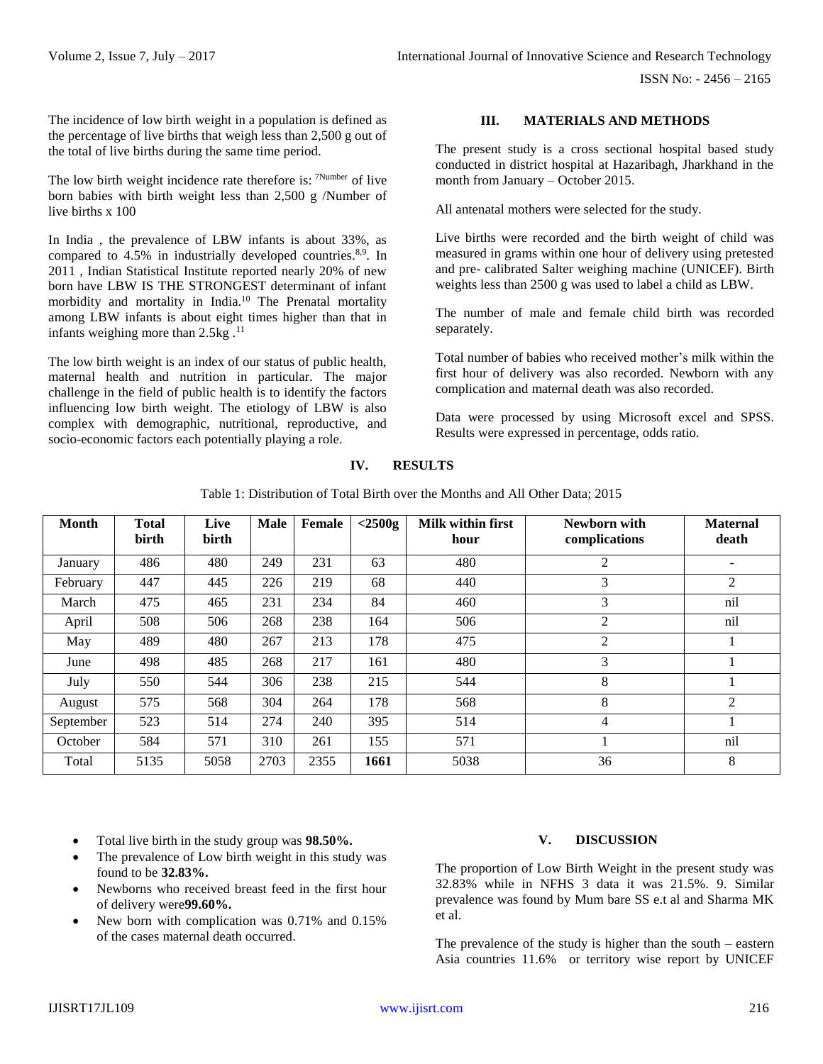The incidence of low birth weight in a population is defined as the percentage of live births that weigh less than 2,500 g out of the total of live births during the same time period.

The low birth weight incidence rate therefore is: [7]Number of live born babies with birth weight less than 2,500 g /Number of live births x 100

In India , the prevalence of LBW infants is about 33%, as compared to 4.5% in industrially developed countries.[8,9]. In 2011 , Indian Statistical Institute reported nearly 20% of new born have LBW IS THE STRONGEST determinant of infant morbidity and mortality in India.[10] The Prenatal mortality among LBW infants is about eight times higher than that in infants weighing more than 2.5kg .[11]

The low birth weight is an index of our status of public health, maternal health and nutrition in particular. The major challenge in the field of public health is to identify the factors influencing low birth weight. The etiology of LBW is also complex with demographic, nutritional, reproductive, and socio-economic factors each potentially playing a role.

## III. MATERIALS AND METHODS

The present study is a cross sectional hospital based study conducted in district hospital at Hazaribagh, Jharkhand in the month from January – October 2015.

All antenatal mothers were selected for the study.

Live births were recorded and the birth weight of child was measured in grams within one hour of delivery using pretested and pre- calibrated Salter weighing machine (UNICEF). Birth weights less than 2500 g was used to label a child as LBW.

The number of male and female child birth was recorded separately.

Total number of babies who received mother's milk within the first hour of delivery was also recorded. Newborn with any complication and maternal death was also recorded.

Data were processed by using Microsoft excel and SPSS. Results were expressed in percentage, odds ratio.

## IV. RESULTS

Table 1: Distribution of Total Birth over the Months and All Other Data; 2015

| Month | Total birth | Live birth | Male | Female | <2500g | Milk within first hour | Newborn with complications | Maternal death |
|---|---|---|---|---|---|---|---|---|
| January | 486 | 480 | 249 | 231 | 63 | 480 | 2 | - |
| February | 447 | 445 | 226 | 219 | 68 | 440 | 3 | 2 |
| March | 475 | 465 | 231 | 234 | 84 | 460 | 3 | nil |
| April | 508 | 506 | 268 | 238 | 164 | 506 | 2 | nil |
| May | 489 | 480 | 267 | 213 | 178 | 475 | 2 | 1 |
| June | 498 | 485 | 268 | 217 | 161 | 480 | 3 | 1 |
| July | 550 | 544 | 306 | 238 | 215 | 544 | 8 | 1 |
| August | 575 | 568 | 304 | 264 | 178 | 568 | 8 | 2 |
| September | 523 | 514 | 274 | 240 | 395 | 514 | 4 | 1 |
| October | 584 | 571 | 310 | 261 | 155 | 571 | 1 | nil |
| Total | 5135 | 5058 | 2703 | 2355 | **1661** | 5038 | 36 | 8 |

- Total live birth in the study group was **98.50%.**
- The prevalence of Low birth weight in this study was found to be **32.83%.**
- Newborns who received breast feed in the first hour of delivery were**99.60%.**
- New born with complication was 0.71% and 0.15% of the cases maternal death occurred.

## V. DISCUSSION

The proportion of Low Birth Weight in the present study was 32.83% while in NFHS 3 data it was 21.5%. 9. Similar prevalence was found by Mum bare SS e.t al and Sharma MK et al.

The prevalence of the study is higher than the south – eastern Asia countries 11.6% or territory wise report by UNICEF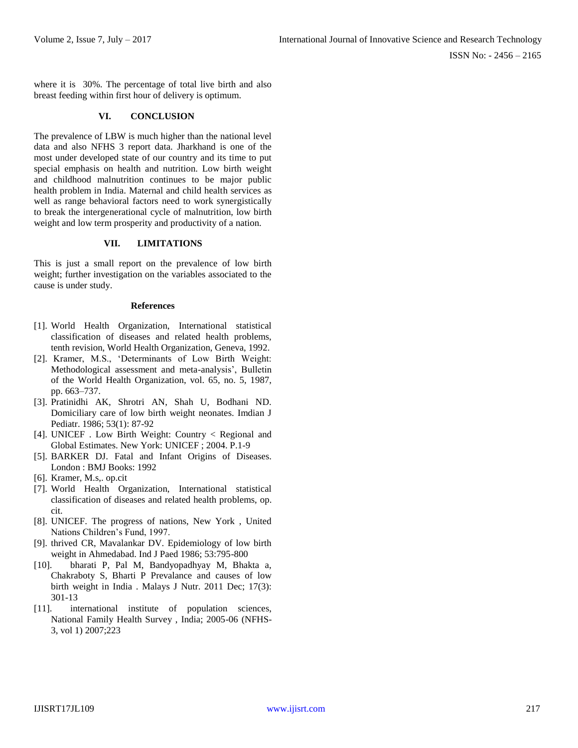where it is 30%. The percentage of total live birth and also breast feeding within first hour of delivery is optimum.

## VI. CONCLUSION

The prevalence of LBW is much higher than the national level data and also NFHS 3 report data. Jharkhand is one of the most under developed state of our country and its time to put special emphasis on health and nutrition. Low birth weight and childhood malnutrition continues to be major public health problem in India. Maternal and child health services as well as range behavioral factors need to work synergistically to break the intergenerational cycle of malnutrition, low birth weight and low term prosperity and productivity of a nation.

## VII. LIMITATIONS

This is just a small report on the prevalence of low birth weight; further investigation on the variables associated to the cause is under study.

## References

- [1]. World Health Organization, International statistical classification of diseases and related health problems, tenth revision, World Health Organization, Geneva, 1992.
- [2]. Kramer, M.S., 'Determinants of Low Birth Weight: Methodological assessment and meta-analysis', Bulletin of the World Health Organization, vol. 65, no. 5, 1987, pp. 663–737.
- [3]. Pratinidhi AK, Shrotri AN, Shah U, Bodhani ND. Domiciliary care of low birth weight neonates. Imdian J Pediatr. 1986; 53(1): 87-92
- [4]. UNICEF . Low Birth Weight: Country < Regional and Global Estimates. New York: UNICEF ; 2004. P.1-9
- [5]. BARKER DJ. Fatal and Infant Origins of Diseases. London : BMJ Books: 1992
- [6]. Kramer, M.s,. op.cit
- [7]. World Health Organization, International statistical classification of diseases and related health problems, op. cit.
- [8]. UNICEF. The progress of nations, New York , United Nations Children's Fund, 1997.
- [9]. thrived CR, Mavalankar DV. Epidemiology of low birth weight in Ahmedabad. Ind J Paed 1986; 53:795-800
- [10]. bharati P, Pal M, Bandyopadhyay M, Bhakta a, Chakraboty S, Bharti P Prevalance and causes of low birth weight in India . Malays J Nutr. 2011 Dec; 17(3): 301-13
- [11]. international institute of population sciences, National Family Health Survey , India; 2005-06 (NFHS-3, vol 1) 2007;223